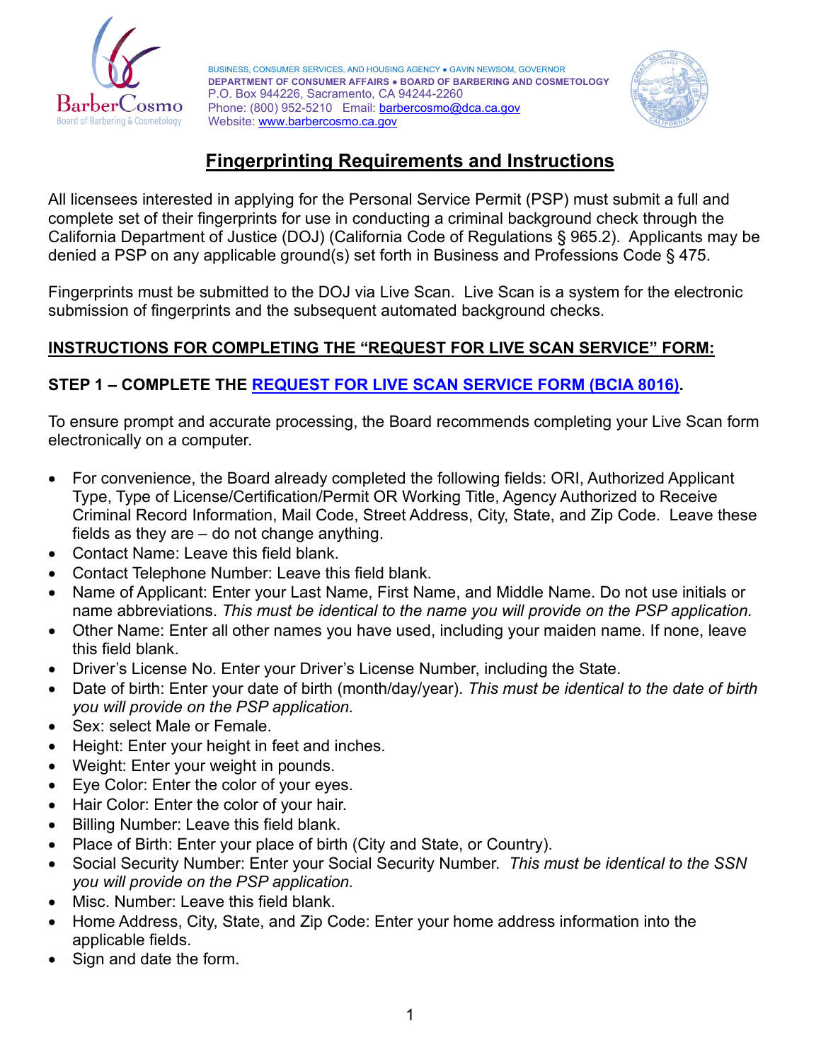BUSINESS, CONSUMER SERVICES, AND HOUSING AGENCY • GAVIN NEWSOM, GOVERNOR
**DEPARTMENT OF CONSUMER AFFAIRS • BOARD OF BARBERING AND COSMETOLOGY**
P.O. Box 944226, Sacramento, CA 94244-2260
Phone: (800) 952-5210 Email: barbercosmo@dca.ca.gov
Website: www.barbercosmo.ca.gov

# Fingerprinting Requirements and Instructions

All licensees interested in applying for the Personal Service Permit (PSP) must submit a full and complete set of their fingerprints for use in conducting a criminal background check through the California Department of Justice (DOJ) (California Code of Regulations § 965.2). Applicants may be denied a PSP on any applicable ground(s) set forth in Business and Professions Code § 475.

Fingerprints must be submitted to the DOJ via Live Scan. Live Scan is a system for the electronic submission of fingerprints and the subsequent automated background checks.

## INSTRUCTIONS FOR COMPLETING THE "REQUEST FOR LIVE SCAN SERVICE" FORM:

### STEP 1 – COMPLETE THE REQUEST FOR LIVE SCAN SERVICE FORM (BCIA 8016).

To ensure prompt and accurate processing, the Board recommends completing your Live Scan form electronically on a computer.

- For convenience, the Board already completed the following fields: ORI, Authorized Applicant Type, Type of License/Certification/Permit OR Working Title, Agency Authorized to Receive Criminal Record Information, Mail Code, Street Address, City, State, and Zip Code. Leave these fields as they are – do not change anything.
- Contact Name: Leave this field blank.
- Contact Telephone Number: Leave this field blank.
- Name of Applicant: Enter your Last Name, First Name, and Middle Name. Do not use initials or name abbreviations. *This must be identical to the name you will provide on the PSP application.*
- Other Name: Enter all other names you have used, including your maiden name. If none, leave this field blank.
- Driver's License No. Enter your Driver's License Number, including the State.
- Date of birth: Enter your date of birth (month/day/year). *This must be identical to the date of birth you will provide on the PSP application.*
- Sex: select Male or Female.
- Height: Enter your height in feet and inches.
- Weight: Enter your weight in pounds.
- Eye Color: Enter the color of your eyes.
- Hair Color: Enter the color of your hair.
- Billing Number: Leave this field blank.
- Place of Birth: Enter your place of birth (City and State, or Country).
- Social Security Number: Enter your Social Security Number. *This must be identical to the SSN you will provide on the PSP application.*
- Misc. Number: Leave this field blank.
- Home Address, City, State, and Zip Code: Enter your home address information into the applicable fields.
- Sign and date the form.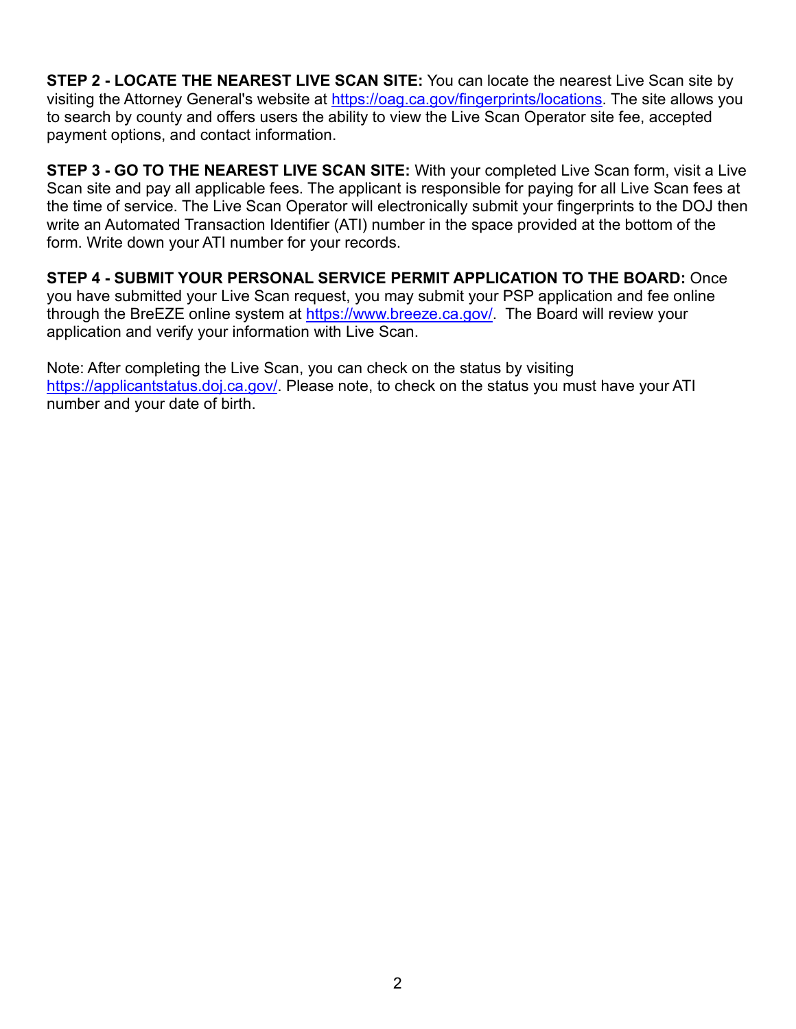**STEP 2 - LOCATE THE NEAREST LIVE SCAN SITE:** You can locate the nearest Live Scan site by visiting the Attorney General's website at https://oag.ca.gov/fingerprints/locations. The site allows you to search by county and offers users the ability to view the Live Scan Operator site fee, accepted payment options, and contact information.

**STEP 3 - GO TO THE NEAREST LIVE SCAN SITE:** With your completed Live Scan form, visit a Live Scan site and pay all applicable fees. The applicant is responsible for paying for all Live Scan fees at the time of service. The Live Scan Operator will electronically submit your fingerprints to the DOJ then write an Automated Transaction Identifier (ATI) number in the space provided at the bottom of the form. Write down your ATI number for your records.

**STEP 4 - SUBMIT YOUR PERSONAL SERVICE PERMIT APPLICATION TO THE BOARD:** Once you have submitted your Live Scan request, you may submit your PSP application and fee online through the BreEZE online system at https://www.breeze.ca.gov/. The Board will review your application and verify your information with Live Scan.

Note: After completing the Live Scan, you can check on the status by visiting https://applicantstatus.doj.ca.gov/. Please note, to check on the status you must have your ATI number and your date of birth.